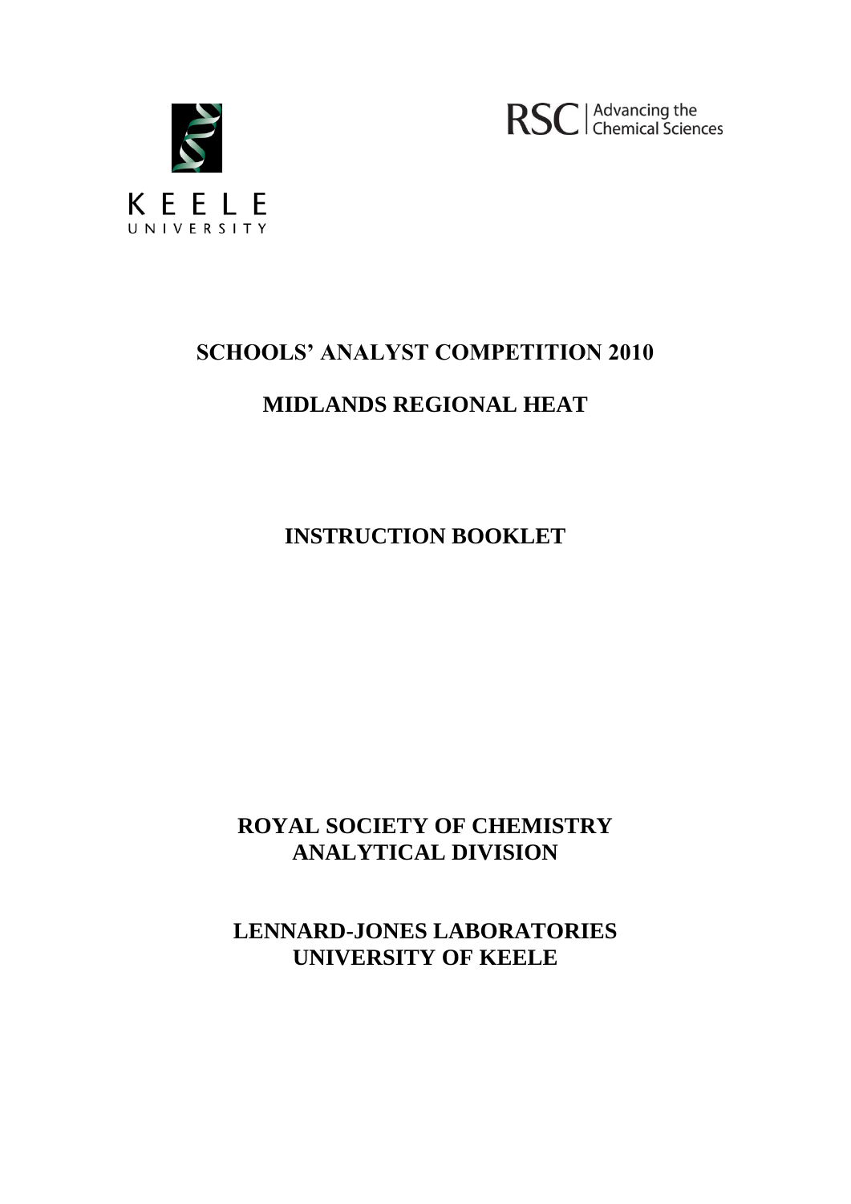KEELE UNIVERSITY

RSC | Advancing the Chemical Sciences

# SCHOOLS' ANALYST COMPETITION 2010

## MIDLANDS REGIONAL HEAT

## INSTRUCTION BOOKLET

**ROYAL SOCIETY OF CHEMISTRY**
**ANALYTICAL DIVISION**

**LENNARD-JONES LABORATORIES**
**UNIVERSITY OF KEELE**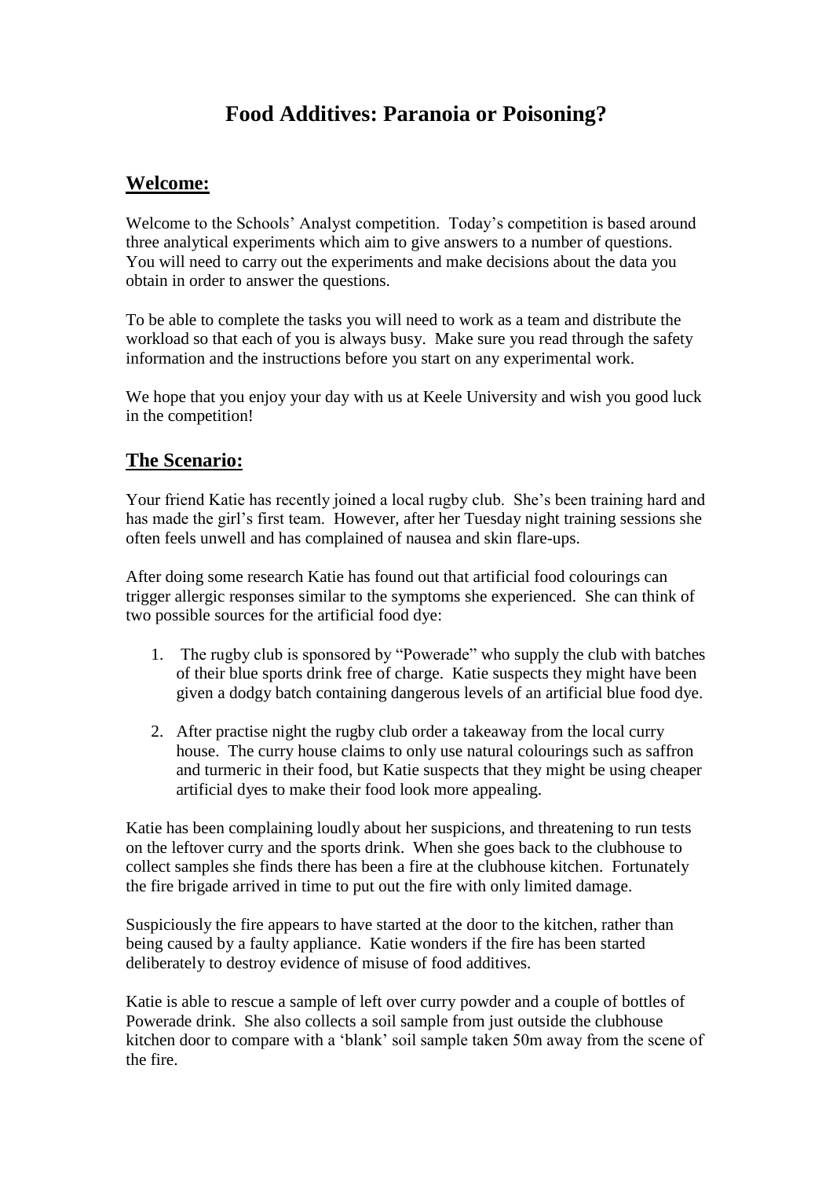# Food Additives: Paranoia or Poisoning?

## Welcome:

Welcome to the Schools' Analyst competition. Today's competition is based around three analytical experiments which aim to give answers to a number of questions. You will need to carry out the experiments and make decisions about the data you obtain in order to answer the questions.

To be able to complete the tasks you will need to work as a team and distribute the workload so that each of you is always busy. Make sure you read through the safety information and the instructions before you start on any experimental work.

We hope that you enjoy your day with us at Keele University and wish you good luck in the competition!

## The Scenario:

Your friend Katie has recently joined a local rugby club. She's been training hard and has made the girl's first team. However, after her Tuesday night training sessions she often feels unwell and has complained of nausea and skin flare-ups.

After doing some research Katie has found out that artificial food colourings can trigger allergic responses similar to the symptoms she experienced. She can think of two possible sources for the artificial food dye:

1. The rugby club is sponsored by "Powerade" who supply the club with batches of their blue sports drink free of charge. Katie suspects they might have been given a dodgy batch containing dangerous levels of an artificial blue food dye.
2. After practise night the rugby club order a takeaway from the local curry house. The curry house claims to only use natural colourings such as saffron and turmeric in their food, but Katie suspects that they might be using cheaper artificial dyes to make their food look more appealing.

Katie has been complaining loudly about her suspicions, and threatening to run tests on the leftover curry and the sports drink. When she goes back to the clubhouse to collect samples she finds there has been a fire at the clubhouse kitchen. Fortunately the fire brigade arrived in time to put out the fire with only limited damage.

Suspiciously the fire appears to have started at the door to the kitchen, rather than being caused by a faulty appliance. Katie wonders if the fire has been started deliberately to destroy evidence of misuse of food additives.

Katie is able to rescue a sample of left over curry powder and a couple of bottles of Powerade drink. She also collects a soil sample from just outside the clubhouse kitchen door to compare with a 'blank' soil sample taken 50m away from the scene of the fire.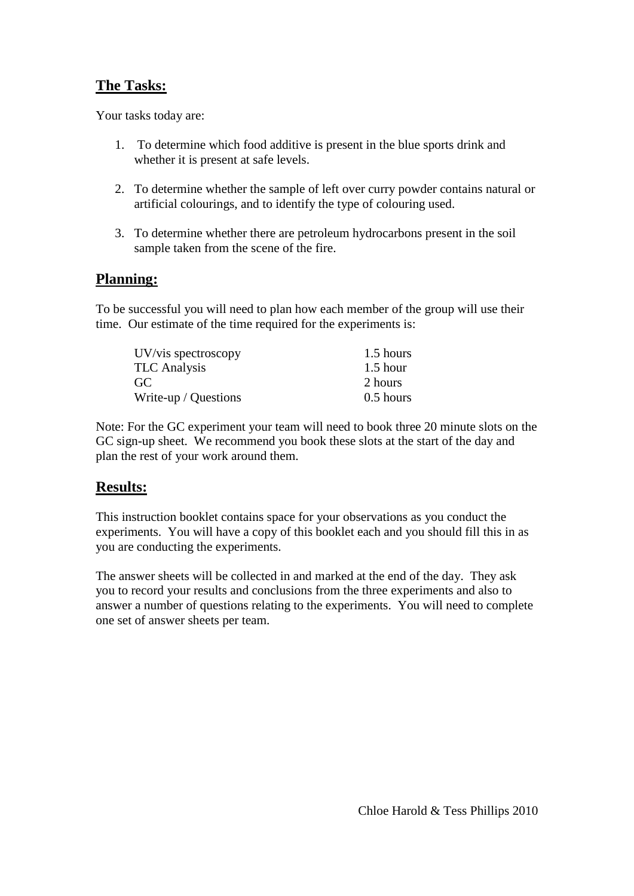## The Tasks:

Your tasks today are:

1. To determine which food additive is present in the blue sports drink and whether it is present at safe levels.

2. To determine whether the sample of left over curry powder contains natural or artificial colourings, and to identify the type of colouring used.

3. To determine whether there are petroleum hydrocarbons present in the soil sample taken from the scene of the fire.

## Planning:

To be successful you will need to plan how each member of the group will use their time. Our estimate of the time required for the experiments is:

| | |
|---|---|
| UV/vis spectroscopy | 1.5 hours |
| TLC Analysis | 1.5 hour |
| GC | 2 hours |
| Write-up / Questions | 0.5 hours |

Note: For the GC experiment your team will need to book three 20 minute slots on the GC sign-up sheet. We recommend you book these slots at the start of the day and plan the rest of your work around them.

## Results:

This instruction booklet contains space for your observations as you conduct the experiments. You will have a copy of this booklet each and you should fill this in as you are conducting the experiments.

The answer sheets will be collected in and marked at the end of the day. They ask you to record your results and conclusions from the three experiments and also to answer a number of questions relating to the experiments. You will need to complete one set of answer sheets per team.

Chloe Harold & Tess Phillips 2010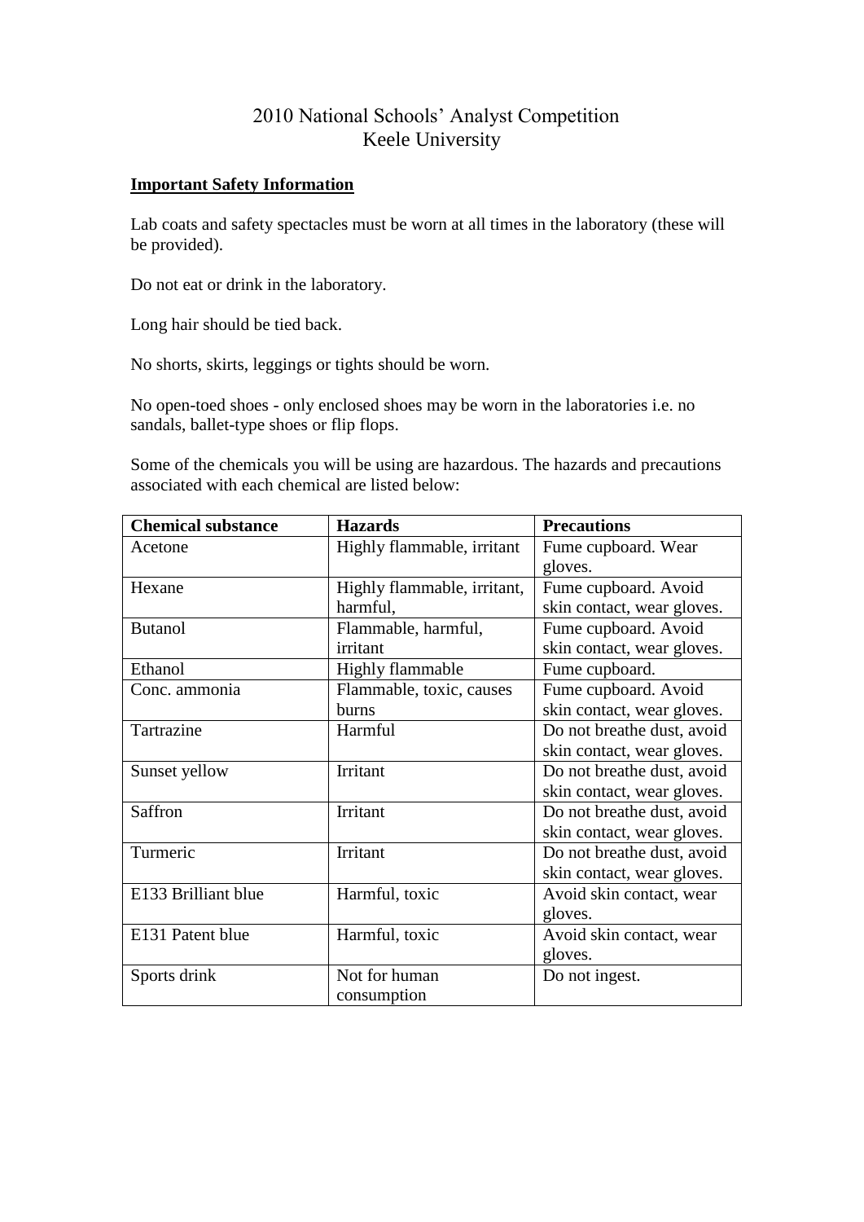# 2010 National Schools' Analyst Competition
## Keele University

**Important Safety Information**

Lab coats and safety spectacles must be worn at all times in the laboratory (these will be provided).

Do not eat or drink in the laboratory.

Long hair should be tied back.

No shorts, skirts, leggings or tights should be worn.

No open-toed shoes - only enclosed shoes may be worn in the laboratories i.e. no sandals, ballet-type shoes or flip flops.

Some of the chemicals you will be using are hazardous. The hazards and precautions associated with each chemical are listed below:

| Chemical substance | Hazards | Precautions |
|---|---|---|
| Acetone | Highly flammable, irritant | Fume cupboard. Wear gloves. |
| Hexane | Highly flammable, irritant, harmful, | Fume cupboard. Avoid skin contact, wear gloves. |
| Butanol | Flammable, harmful, irritant | Fume cupboard. Avoid skin contact, wear gloves. |
| Ethanol | Highly flammable | Fume cupboard. |
| Conc. ammonia | Flammable, toxic, causes burns | Fume cupboard. Avoid skin contact, wear gloves. |
| Tartrazine | Harmful | Do not breathe dust, avoid skin contact, wear gloves. |
| Sunset yellow | Irritant | Do not breathe dust, avoid skin contact, wear gloves. |
| Saffron | Irritant | Do not breathe dust, avoid skin contact, wear gloves. |
| Turmeric | Irritant | Do not breathe dust, avoid skin contact, wear gloves. |
| E133 Brilliant blue | Harmful, toxic | Avoid skin contact, wear gloves. |
| E131 Patent blue | Harmful, toxic | Avoid skin contact, wear gloves. |
| Sports drink | Not for human consumption | Do not ingest. |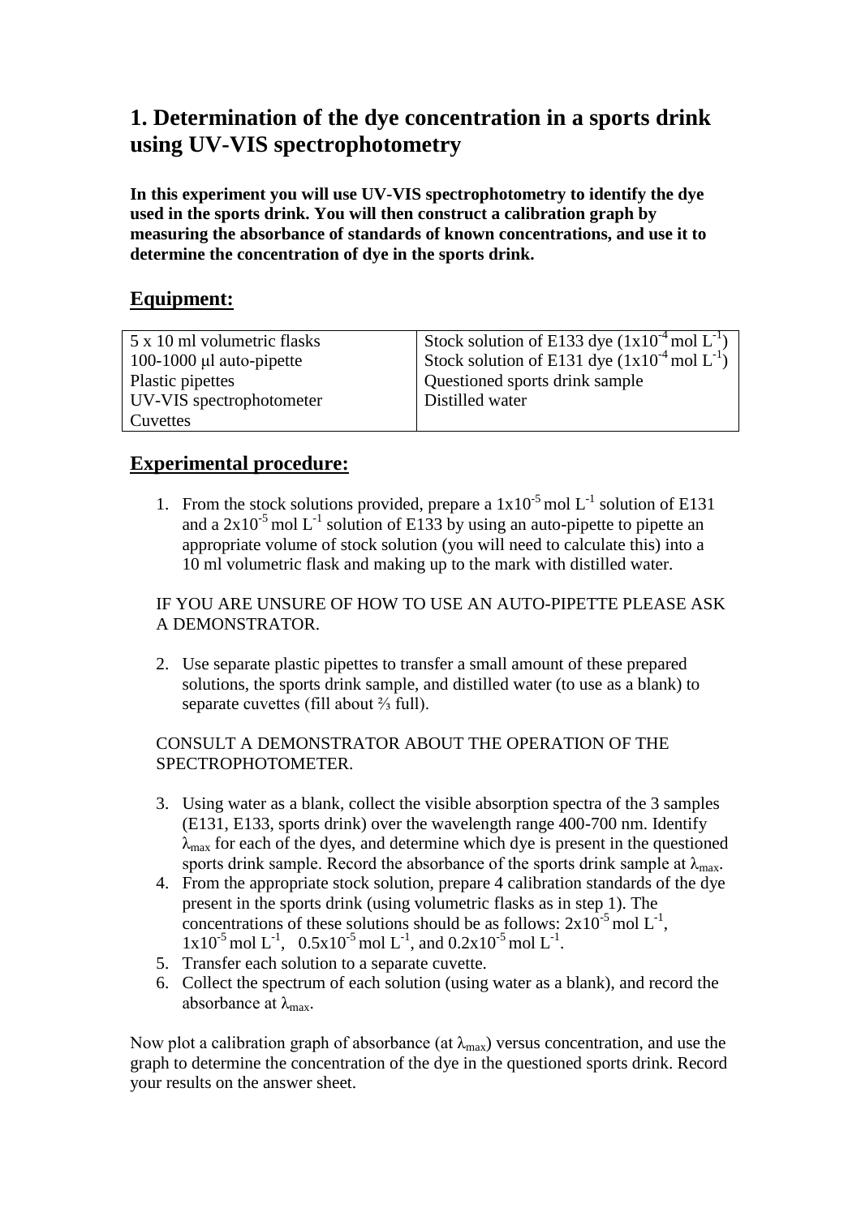# 1. Determination of the dye concentration in a sports drink using UV-VIS spectrophotometry

**In this experiment you will use UV-VIS spectrophotometry to identify the dye used in the sports drink. You will then construct a calibration graph by measuring the absorbance of standards of known concentrations, and use it to determine the concentration of dye in the sports drink.**

## Equipment:

| | |
|---|---|
| 5 x 10 ml volumetric flasks | Stock solution of E133 dye ($1 \times 10^{-4}$ mol $L^{-1}$) |
| 100-1000 μl auto-pipette | Stock solution of E131 dye ($1 \times 10^{-4}$ mol $L^{-1}$) |
| Plastic pipettes | Questioned sports drink sample |
| UV-VIS spectrophotometer | Distilled water |
| Cuvettes | |

## Experimental procedure:

1. From the stock solutions provided, prepare a $1 \times 10^{-5}$ mol $L^{-1}$ solution of E131 and a $2 \times 10^{-5}$ mol $L^{-1}$ solution of E133 by using an auto-pipette to pipette an appropriate volume of stock solution (you will need to calculate this) into a 10 ml volumetric flask and making up to the mark with distilled water.

   IF YOU ARE UNSURE OF HOW TO USE AN AUTO-PIPETTE PLEASE ASK A DEMONSTRATOR.

2. Use separate plastic pipettes to transfer a small amount of these prepared solutions, the sports drink sample, and distilled water (to use as a blank) to separate cuvettes (fill about ⅔ full).

   CONSULT A DEMONSTRATOR ABOUT THE OPERATION OF THE SPECTROPHOTOMETER.

3. Using water as a blank, collect the visible absorption spectra of the 3 samples (E131, E133, sports drink) over the wavelength range 400-700 nm. Identify $\lambda_{max}$ for each of the dyes, and determine which dye is present in the questioned sports drink sample. Record the absorbance of the sports drink sample at $\lambda_{max}$.
4. From the appropriate stock solution, prepare 4 calibration standards of the dye present in the sports drink (using volumetric flasks as in step 1). The concentrations of these solutions should be as follows: $2 \times 10^{-5}$ mol $L^{-1}$, $1 \times 10^{-5}$ mol $L^{-1}$, $0.5 \times 10^{-5}$ mol $L^{-1}$, and $0.2 \times 10^{-5}$ mol $L^{-1}$.
5. Transfer each solution to a separate cuvette.
6. Collect the spectrum of each solution (using water as a blank), and record the absorbance at $\lambda_{max}$.

Now plot a calibration graph of absorbance (at $\lambda_{max}$) versus concentration, and use the graph to determine the concentration of the dye in the questioned sports drink. Record your results on the answer sheet.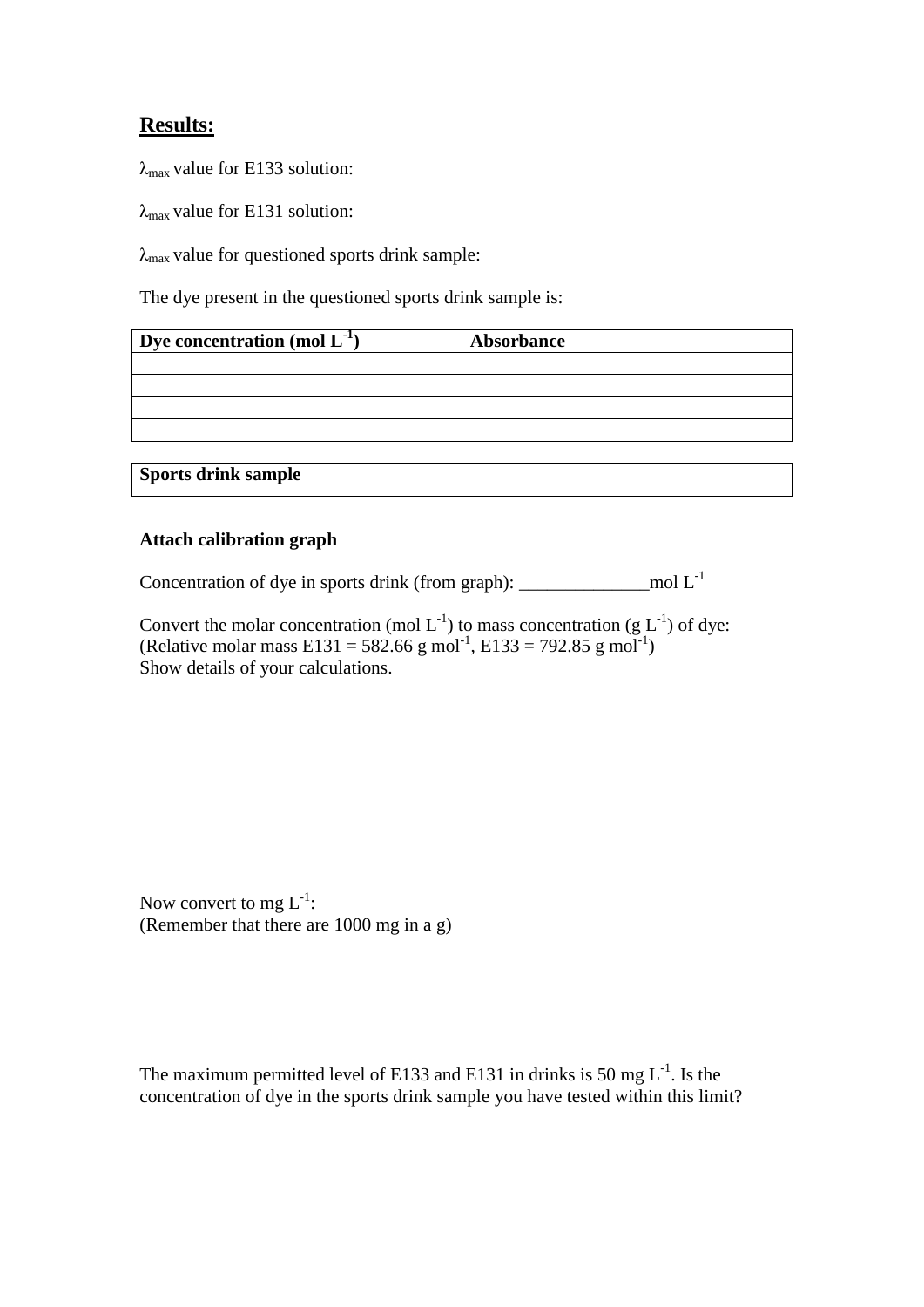## **Results:**

$\lambda_{max}$ value for E133 solution:

$\lambda_{max}$ value for E131 solution:

$\lambda_{max}$ value for questioned sports drink sample:

The dye present in the questioned sports drink sample is:

| **Dye concentration (mol $L^{-1}$)** | **Absorbance** |
|---|---|
| | |
| | |
| | |
| | |

| **Sports drink sample** | |
|---|---|

**Attach calibration graph**

Concentration of dye in sports drink (from graph): ______________mol $L^{-1}$

Convert the molar concentration (mol $L^{-1}$) to mass concentration (g $L^{-1}$) of dye:
(Relative molar mass E131 = 582.66 g $mol^{-1}$, E133 = 792.85 g $mol^{-1}$)
Show details of your calculations.

Now convert to mg $L^{-1}$:
(Remember that there are 1000 mg in a g)

The maximum permitted level of E133 and E131 in drinks is 50 mg $L^{-1}$. Is the concentration of dye in the sports drink sample you have tested within this limit?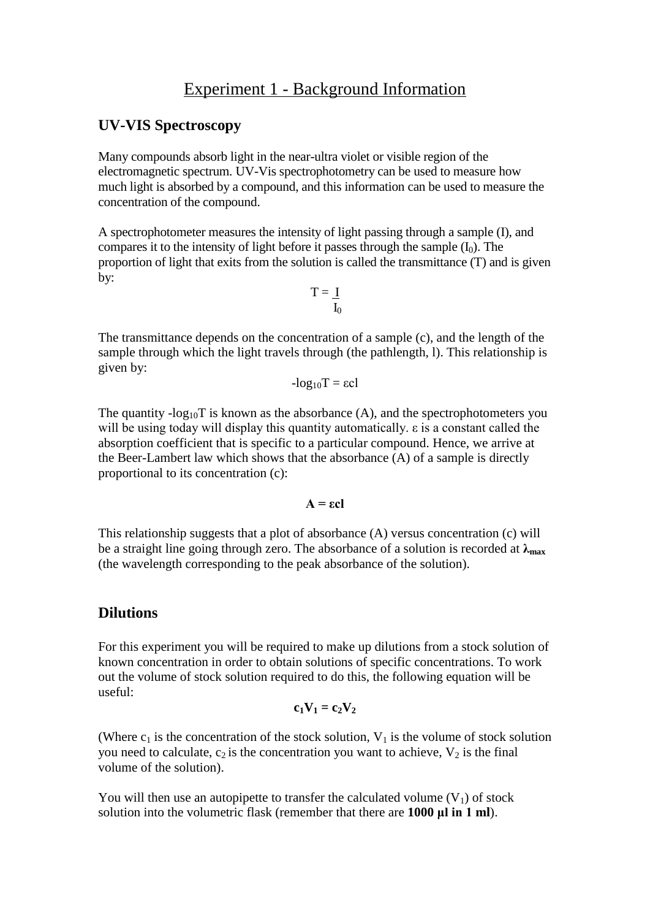# Experiment 1 - Background Information

## UV-VIS Spectroscopy

Many compounds absorb light in the near-ultra violet or visible region of the electromagnetic spectrum. UV-Vis spectrophotometry can be used to measure how much light is absorbed by a compound, and this information can be used to measure the concentration of the compound.

A spectrophotometer measures the intensity of light passing through a sample (I), and compares it to the intensity of light before it passes through the sample ($I_0$). The proportion of light that exits from the solution is called the transmittance (T) and is given by:

$$T = \frac{I}{I_0}$$

The transmittance depends on the concentration of a sample (c), and the length of the sample through which the light travels through (the pathlength, l). This relationship is given by:

$$-\log_{10}T = \varepsilon c l$$

The quantity $-\log_{10}T$ is known as the absorbance (A), and the spectrophotometers you will be using today will display this quantity automatically. ε is a constant called the absorption coefficient that is specific to a particular compound. Hence, we arrive at the Beer-Lambert law which shows that the absorbance (A) of a sample is directly proportional to its concentration (c):

$$\mathbf{A = \varepsilon c l}$$

This relationship suggests that a plot of absorbance (A) versus concentration (c) will be a straight line going through zero. The absorbance of a solution is recorded at $\boldsymbol{\lambda_{max}}$ (the wavelength corresponding to the peak absorbance of the solution).

## Dilutions

For this experiment you will be required to make up dilutions from a stock solution of known concentration in order to obtain solutions of specific concentrations. To work out the volume of stock solution required to do this, the following equation will be useful:

$$\mathbf{c_1V_1 = c_2V_2}$$

(Where $c_1$ is the concentration of the stock solution, $V_1$ is the volume of stock solution you need to calculate, $c_2$ is the concentration you want to achieve, $V_2$ is the final volume of the solution).

You will then use an autopipette to transfer the calculated volume ($V_1$) of stock solution into the volumetric flask (remember that there are **1000 μl in 1 ml**).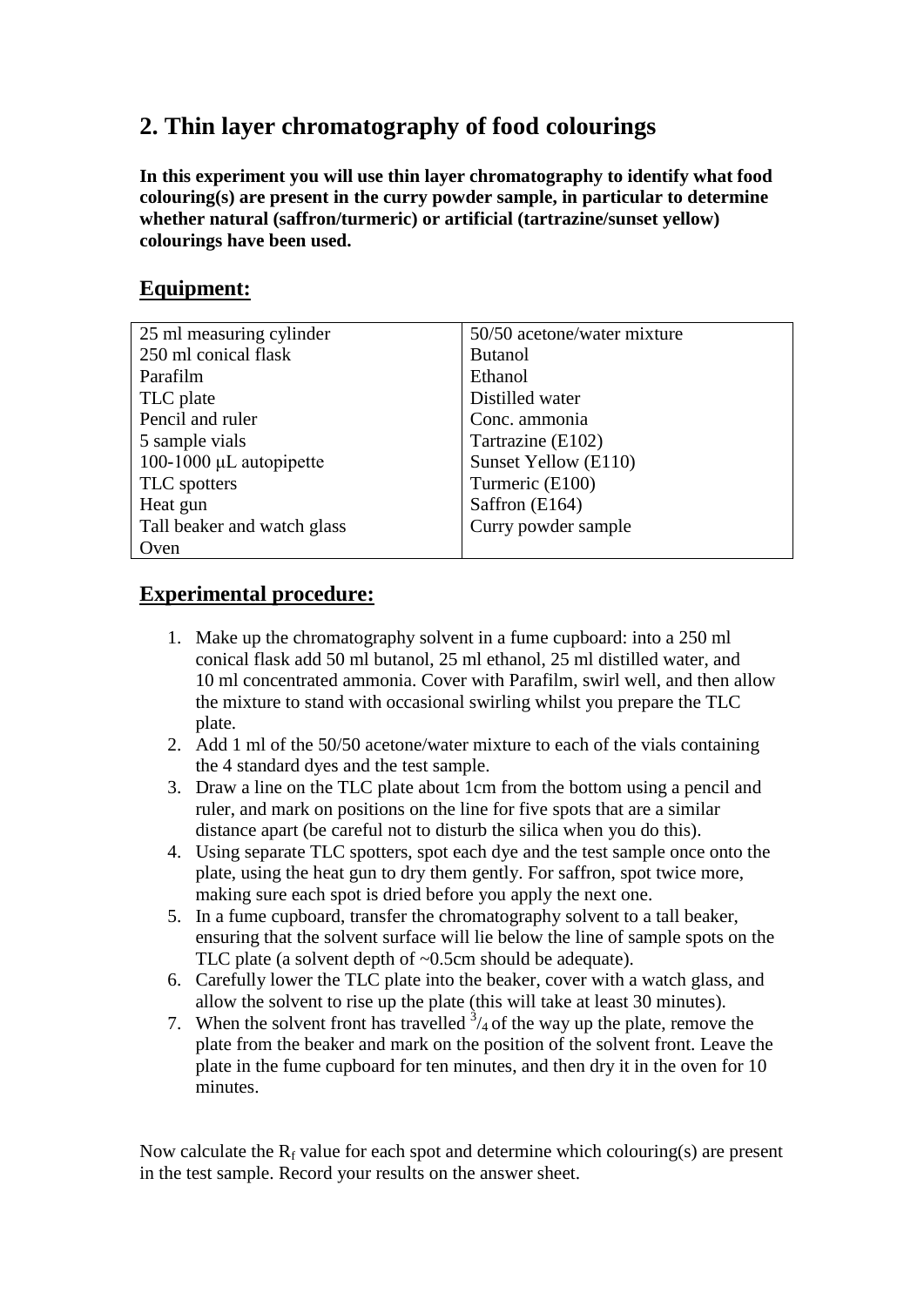## 2. Thin layer chromatography of food colourings

**In this experiment you will use thin layer chromatography to identify what food colouring(s) are present in the curry powder sample, in particular to determine whether natural (saffron/turmeric) or artificial (tartrazine/sunset yellow) colourings have been used.**

## Equipment:

| | |
|---|---|
| 25 ml measuring cylinder | 50/50 acetone/water mixture |
| 250 ml conical flask | Butanol |
| Parafilm | Ethanol |
| TLC plate | Distilled water |
| Pencil and ruler | Conc. ammonia |
| 5 sample vials | Tartrazine (E102) |
| 100-1000 μL autopipette | Sunset Yellow (E110) |
| TLC spotters | Turmeric (E100) |
| Heat gun | Saffron (E164) |
| Tall beaker and watch glass | Curry powder sample |
| Oven | |

## Experimental procedure:

1. Make up the chromatography solvent in a fume cupboard: into a 250 ml conical flask add 50 ml butanol, 25 ml ethanol, 25 ml distilled water, and 10 ml concentrated ammonia. Cover with Parafilm, swirl well, and then allow the mixture to stand with occasional swirling whilst you prepare the TLC plate.
2. Add 1 ml of the 50/50 acetone/water mixture to each of the vials containing the 4 standard dyes and the test sample.
3. Draw a line on the TLC plate about 1cm from the bottom using a pencil and ruler, and mark on positions on the line for five spots that are a similar distance apart (be careful not to disturb the silica when you do this).
4. Using separate TLC spotters, spot each dye and the test sample once onto the plate, using the heat gun to dry them gently. For saffron, spot twice more, making sure each spot is dried before you apply the next one.
5. In a fume cupboard, transfer the chromatography solvent to a tall beaker, ensuring that the solvent surface will lie below the line of sample spots on the TLC plate (a solvent depth of ~0.5cm should be adequate).
6. Carefully lower the TLC plate into the beaker, cover with a watch glass, and allow the solvent to rise up the plate (this will take at least 30 minutes).
7. When the solvent front has travelled $^{3}/_{4}$ of the way up the plate, remove the plate from the beaker and mark on the position of the solvent front. Leave the plate in the fume cupboard for ten minutes, and then dry it in the oven for 10 minutes.

Now calculate the $R_f$ value for each spot and determine which colouring(s) are present in the test sample. Record your results on the answer sheet.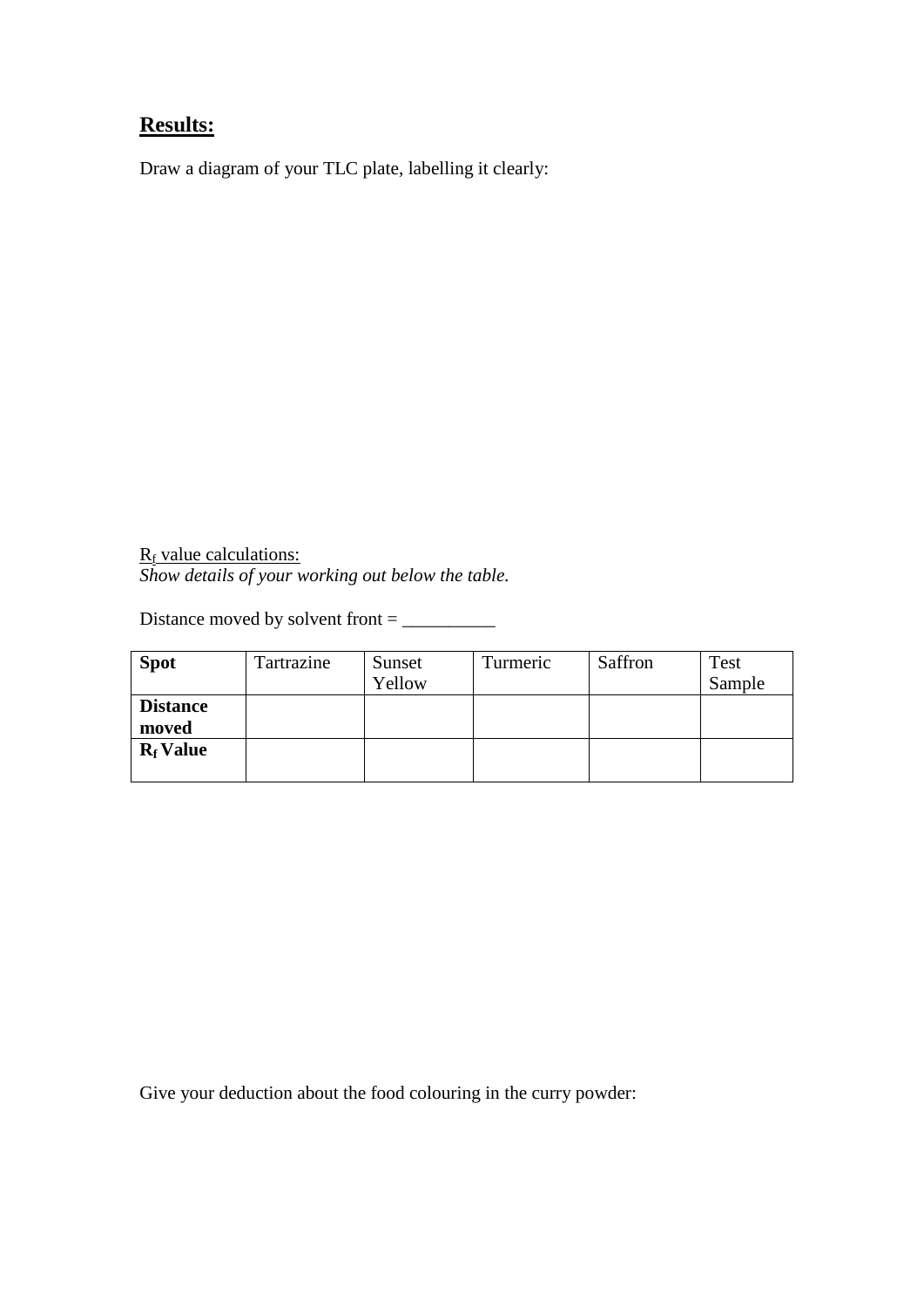## Results:

Draw a diagram of your TLC plate, labelling it clearly:

$R_f$ value calculations:
*Show details of your working out below the table.*

Distance moved by solvent front = __________

| **Spot** | Tartrazine | Sunset Yellow | Turmeric | Saffron | Test Sample |
|---|---|---|---|---|---|
| **Distance moved** | | | | | |
| **$R_f$ Value** | | | | | |

Give your deduction about the food colouring in the curry powder: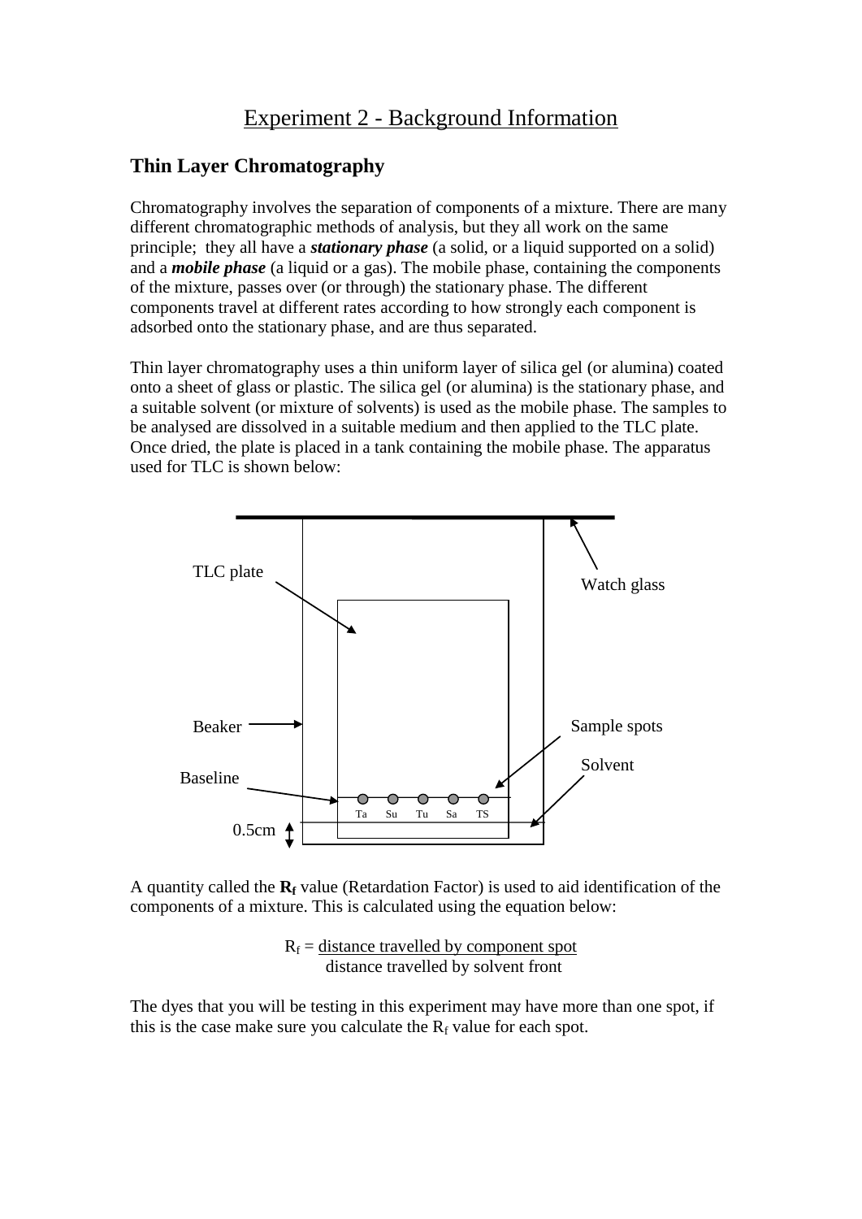# Experiment 2 - Background Information

## Thin Layer Chromatography

Chromatography involves the separation of components of a mixture. There are many different chromatographic methods of analysis, but they all work on the same principle; they all have a ***stationary phase*** (a solid, or a liquid supported on a solid) and a ***mobile phase*** (a liquid or a gas). The mobile phase, containing the components of the mixture, passes over (or through) the stationary phase. The different components travel at different rates according to how strongly each component is adsorbed onto the stationary phase, and are thus separated.

Thin layer chromatography uses a thin uniform layer of silica gel (or alumina) coated onto a sheet of glass or plastic. The silica gel (or alumina) is the stationary phase, and a suitable solvent (or mixture of solvents) is used as the mobile phase. The samples to be analysed are dissolved in a suitable medium and then applied to the TLC plate. Once dried, the plate is placed in a tank containing the mobile phase. The apparatus used for TLC is shown below:

TLC plate | Watch glass | Beaker | Sample spots | Solvent | Baseline | 0.5cm

Ta Su Tu Sa TS

A quantity called the **$R_f$** value (Retardation Factor) is used to aid identification of the components of a mixture. This is calculated using the equation below:

$$R_f = \frac{\text{distance travelled by component spot}}{\text{distance travelled by solvent front}}$$

The dyes that you will be testing in this experiment may have more than one spot, if this is the case make sure you calculate the $R_f$ value for each spot.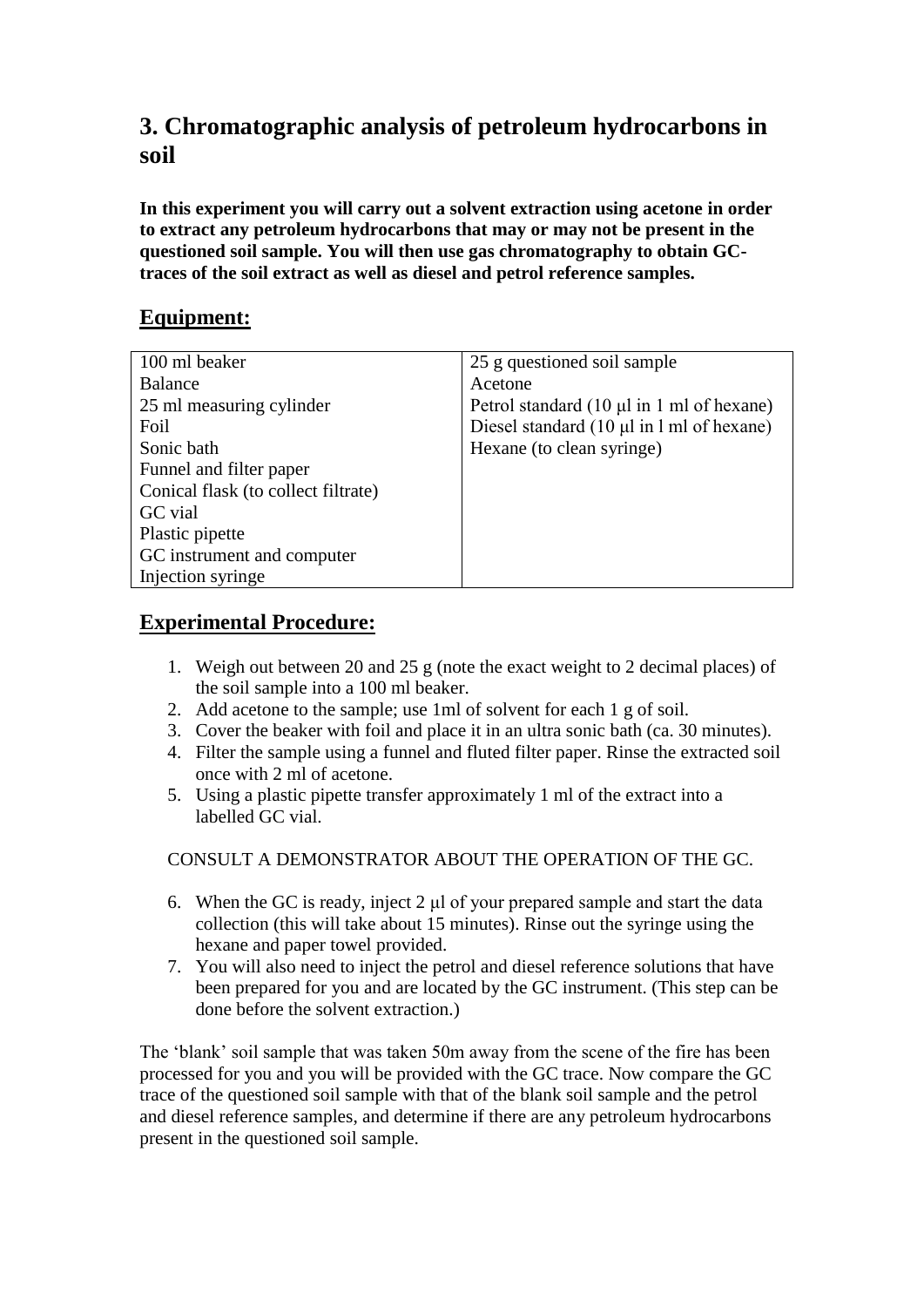## 3. Chromatographic analysis of petroleum hydrocarbons in soil

**In this experiment you will carry out a solvent extraction using acetone in order to extract any petroleum hydrocarbons that may or may not be present in the questioned soil sample. You will then use gas chromatography to obtain GC-traces of the soil extract as well as diesel and petrol reference samples.**

### Equipment:

| | |
|---|---|
| 100 ml beaker | 25 g questioned soil sample |
| Balance | Acetone |
| 25 ml measuring cylinder | Petrol standard (10 μl in 1 ml of hexane) |
| Foil | Diesel standard (10 μl in l ml of hexane) |
| Sonic bath | Hexane (to clean syringe) |
| Funnel and filter paper | |
| Conical flask (to collect filtrate) | |
| GC vial | |
| Plastic pipette | |
| GC instrument and computer | |
| Injection syringe | |

### Experimental Procedure:

1. Weigh out between 20 and 25 g (note the exact weight to 2 decimal places) of the soil sample into a 100 ml beaker.
2. Add acetone to the sample; use 1ml of solvent for each 1 g of soil.
3. Cover the beaker with foil and place it in an ultra sonic bath (ca. 30 minutes).
4. Filter the sample using a funnel and fluted filter paper. Rinse the extracted soil once with 2 ml of acetone.
5. Using a plastic pipette transfer approximately 1 ml of the extract into a labelled GC vial.

CONSULT A DEMONSTRATOR ABOUT THE OPERATION OF THE GC.

6. When the GC is ready, inject 2 μl of your prepared sample and start the data collection (this will take about 15 minutes). Rinse out the syringe using the hexane and paper towel provided.
7. You will also need to inject the petrol and diesel reference solutions that have been prepared for you and are located by the GC instrument. (This step can be done before the solvent extraction.)

The 'blank' soil sample that was taken 50m away from the scene of the fire has been processed for you and you will be provided with the GC trace. Now compare the GC trace of the questioned soil sample with that of the blank soil sample and the petrol and diesel reference samples, and determine if there are any petroleum hydrocarbons present in the questioned soil sample.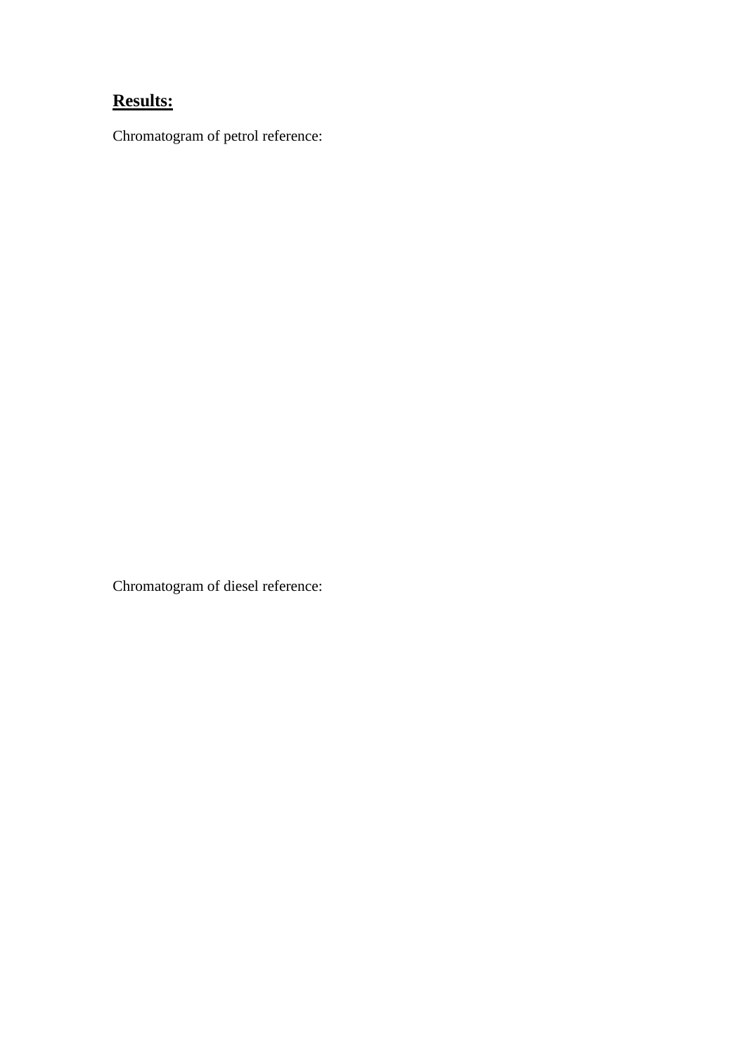## **Results:**

Chromatogram of petrol reference:

Chromatogram of diesel reference: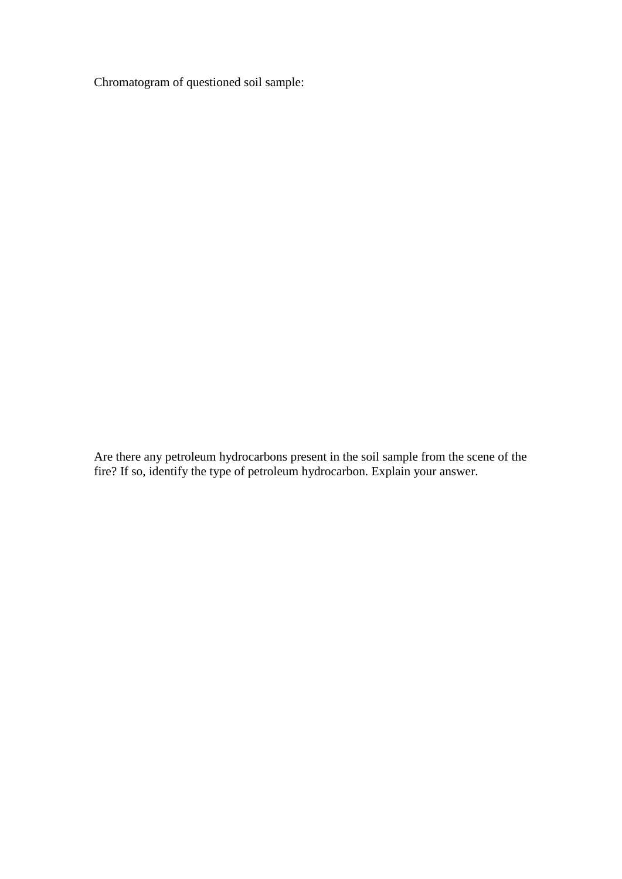Chromatogram of questioned soil sample:

Are there any petroleum hydrocarbons present in the soil sample from the scene of the fire? If so, identify the type of petroleum hydrocarbon. Explain your answer.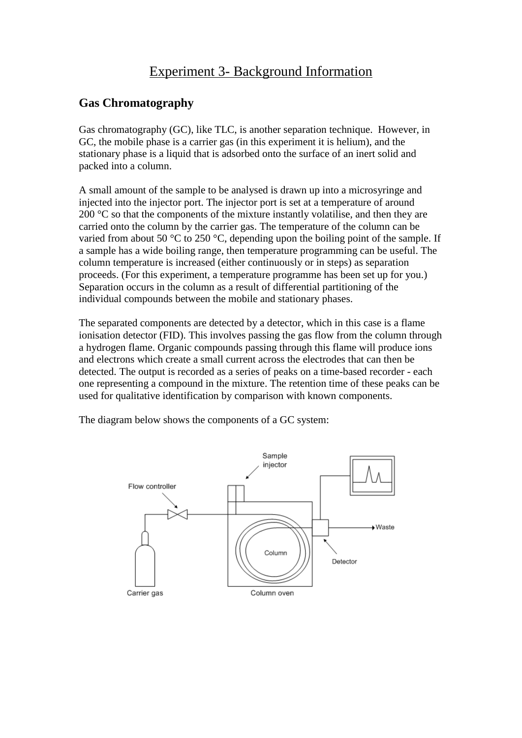# Experiment 3- Background Information

## Gas Chromatography

Gas chromatography (GC), like TLC, is another separation technique. However, in GC, the mobile phase is a carrier gas (in this experiment it is helium), and the stationary phase is a liquid that is adsorbed onto the surface of an inert solid and packed into a column.

A small amount of the sample to be analysed is drawn up into a microsyringe and injected into the injector port. The injector port is set at a temperature of around 200 °C so that the components of the mixture instantly volatilise, and then they are carried onto the column by the carrier gas. The temperature of the column can be varied from about 50 °C to 250 °C, depending upon the boiling point of the sample. If a sample has a wide boiling range, then temperature programming can be useful. The column temperature is increased (either continuously or in steps) as separation proceeds. (For this experiment, a temperature programme has been set up for you.) Separation occurs in the column as a result of differential partitioning of the individual compounds between the mobile and stationary phases.

The separated components are detected by a detector, which in this case is a flame ionisation detector (FID). This involves passing the gas flow from the column through a hydrogen flame. Organic compounds passing through this flame will produce ions and electrons which create a small current across the electrodes that can then be detected. The output is recorded as a series of peaks on a time-based recorder - each one representing a compound in the mixture. The retention time of these peaks can be used for qualitative identification by comparison with known components.

The diagram below shows the components of a GC system: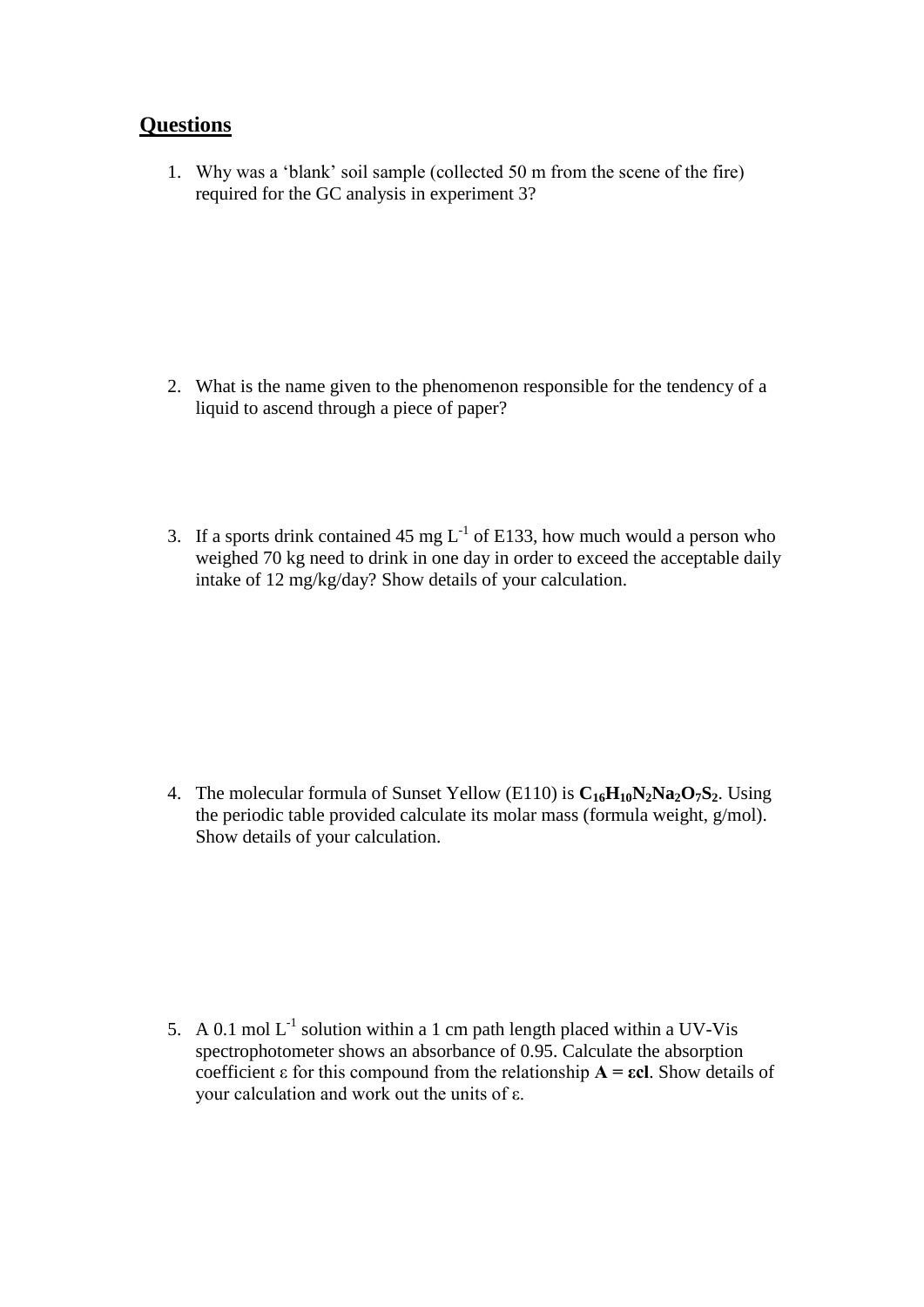## **Questions**

1. Why was a ‘blank’ soil sample (collected 50 m from the scene of the fire) required for the GC analysis in experiment 3?

2. What is the name given to the phenomenon responsible for the tendency of a liquid to ascend through a piece of paper?

3. If a sports drink contained 45 mg $L^{-1}$ of E133, how much would a person who weighed 70 kg need to drink in one day in order to exceed the acceptable daily intake of 12 mg/kg/day? Show details of your calculation.

4. The molecular formula of Sunset Yellow (E110) is $\mathbf{C_{16}H_{10}N_2Na_2O_7S_2}$. Using the periodic table provided calculate its molar mass (formula weight, g/mol). Show details of your calculation.

5. A 0.1 mol $L^{-1}$ solution within a 1 cm path length placed within a UV-Vis spectrophotometer shows an absorbance of 0.95. Calculate the absorption coefficient $\varepsilon$ for this compound from the relationship $\mathbf{A = \varepsilon c l}$. Show details of your calculation and work out the units of $\varepsilon$.